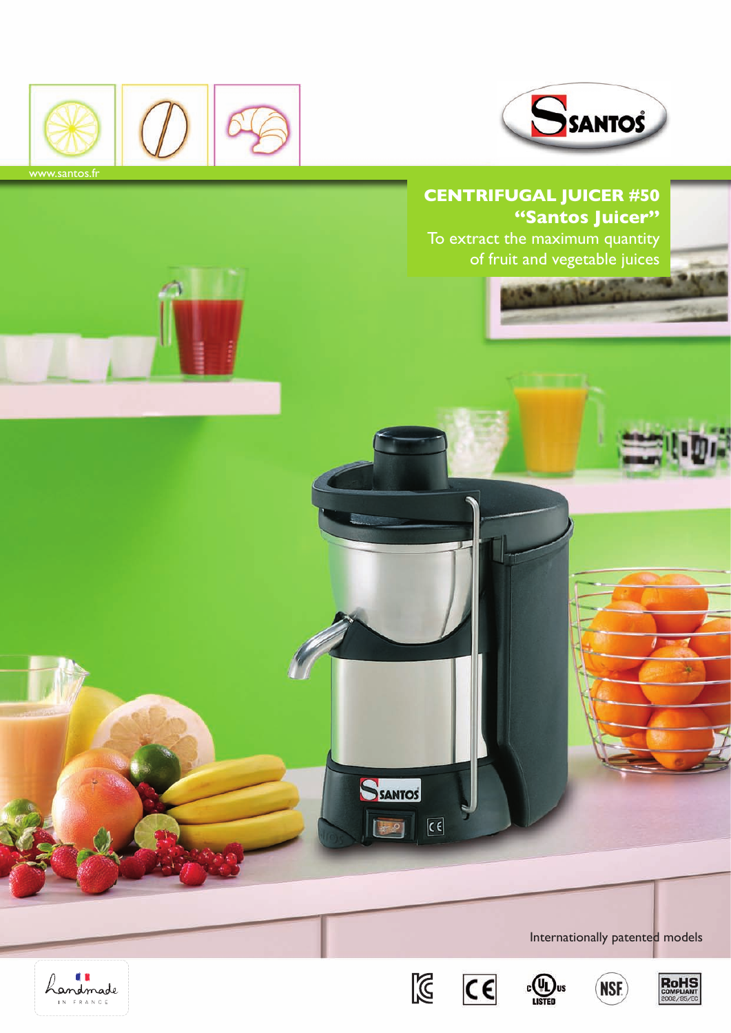www.santos.fr

# CENTRIFUGAL JUICER #50
## "Santos Juicer"

To extract the maximum quantity of fruit and vegetable juices

Internationally patented models

Handmade IN FRANCE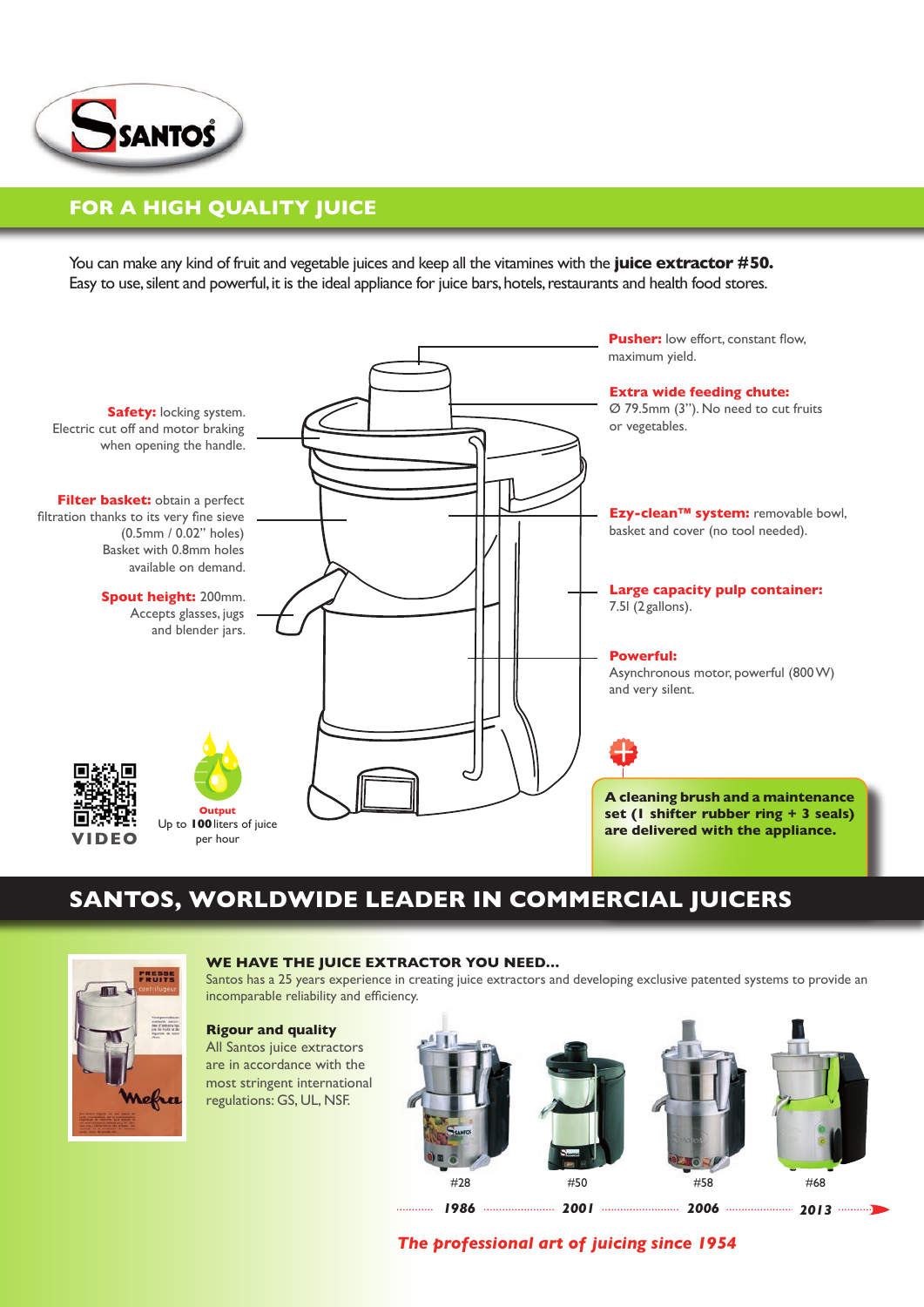## FOR A HIGH QUALITY JUICE

You can make any kind of fruit and vegetable juices and keep all the vitamines with the **juice extractor #50.** Easy to use, silent and powerful, it is the ideal appliance for juice bars, hotels, restaurants and health food stores.

**Pusher:** low effort, constant flow, maximum yield.

**Extra wide feeding chute:** Ø 79.5mm (3"). No need to cut fruits or vegetables.

**Safety:** locking system. Electric cut off and motor braking when opening the handle.

**Filter basket:** obtain a perfect filtration thanks to its very fine sieve (0.5mm / 0.02" holes) Basket with 0.8mm holes available on demand.

**Ezy-clean™ system:** removable bowl, basket and cover (no tool needed).

**Spout height:** 200mm. Accepts glasses, jugs and blender jars.

**Large capacity pulp container:** 7.5l (2 gallons).

**Powerful:** Asynchronous motor, powerful (800 W) and very silent.

VIDEO

**Output** Up to **100** liters of juice per hour

**A cleaning brush and a maintenance set (1 shifter rubber ring + 3 seals) are delivered with the appliance.**

## SANTOS, WORLDWIDE LEADER IN COMMERCIAL JUICERS

### WE HAVE THE JUICE EXTRACTOR YOU NEED...

Santos has a 25 years experience in creating juice extractors and developing exclusive patented systems to provide an incomparable reliability and efficiency.

**Rigour and quality**

All Santos juice extractors are in accordance with the most stringent international regulations: GS, UL, NSF.

| #28 | #50 | #58 | #68 |
|---|---|---|---|
| 1986 | 2001 | 2006 | 2013 |

*The professional art of juicing since 1954*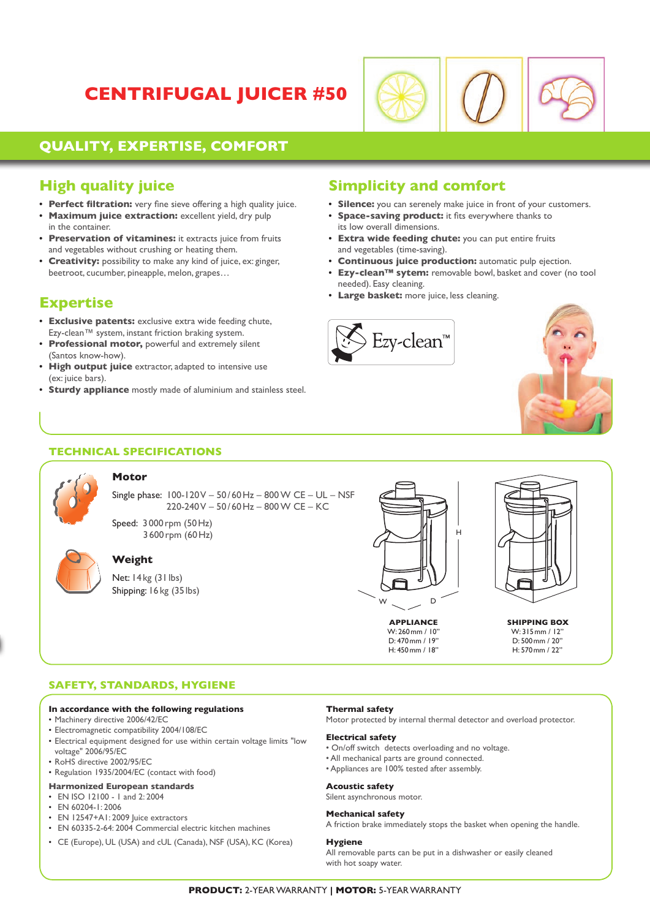# CENTRIFUGAL JUICER #50

## QUALITY, EXPERTISE, COMFORT

## High quality juice

- **Perfect filtration:** very fine sieve offering a high quality juice.
- **Maximum juice extraction:** excellent yield, dry pulp in the container.
- **Preservation of vitamines:** it extracts juice from fruits and vegetables without crushing or heating them.
- **Creativity:** possibility to make any kind of juice, ex: ginger, beetroot, cucumber, pineapple, melon, grapes…

## Expertise

- **Exclusive patents:** exclusive extra wide feeding chute, Ezy-clean™ system, instant friction braking system.
- **Professional motor,** powerful and extremely silent (Santos know-how).
- **High output juice** extractor, adapted to intensive use (ex: juice bars).
- **Sturdy appliance** mostly made of aluminium and stainless steel.

## Simplicity and comfort

- **Silence:** you can serenely make juice in front of your customers.
- **Space-saving product:** it fits everywhere thanks to its low overall dimensions.
- **Extra wide feeding chute:** you can put entire fruits and vegetables (time-saving).
- **Continuous juice production:** automatic pulp ejection.
- **Ezy-clean™ sytem:** removable bowl, basket and cover (no tool needed). Easy cleaning.
- **Large basket:** more juice, less cleaning.

Ezy-clean™

## TECHNICAL SPECIFICATIONS

### Motor

Single phase: 100-120 V – 50/60 Hz – 800 W CE – UL – NSF
220-240 V – 50/60 Hz – 800 W CE – KC

Speed: 3 000 rpm (50 Hz)
3 600 rpm (60 Hz)

### Weight

Net: 14 kg (31 lbs)
Shipping: 16 kg (35 lbs)

| | APPLIANCE | SHIPPING BOX |
|---|---|---|
| W | 260 mm / 10" | 315 mm / 12" |
| D | 470 mm / 19" | 500 mm / 20" |
| H | 450 mm / 18" | 570 mm / 22" |

## SAFETY, STANDARDS, HYGIENE

**In accordance with the following regulations**

- Machinery directive 2006/42/EC
- Electromagnetic compatibility 2004/108/EC
- Electrical equipment designed for use within certain voltage limits "low voltage" 2006/95/EC
- RoHS directive 2002/95/EC
- Regulation 1935/2004/EC (contact with food)

**Harmonized European standards**

- EN ISO 12100 - 1 and 2: 2004
- EN 60204-1: 2006
- EN 12547+A1: 2009 Juice extractors
- EN 60335-2-64: 2004 Commercial electric kitchen machines
- CE (Europe), UL (USA) and cUL (Canada), NSF (USA), KC (Korea)

**Thermal safety**

Motor protected by internal thermal detector and overload protector.

**Electrical safety**

- On/off switch detects overloading and no voltage.
- All mechanical parts are ground connected.
- Appliances are 100% tested after assembly.

**Acoustic safety**

Silent asynchronous motor.

**Mechanical safety**

A friction brake immediately stops the basket when opening the handle.

**Hygiene**

All removable parts can be put in a dishwasher or easily cleaned with hot soapy water.

**PRODUCT:** 2-YEAR WARRANTY | **MOTOR:** 5-YEAR WARRANTY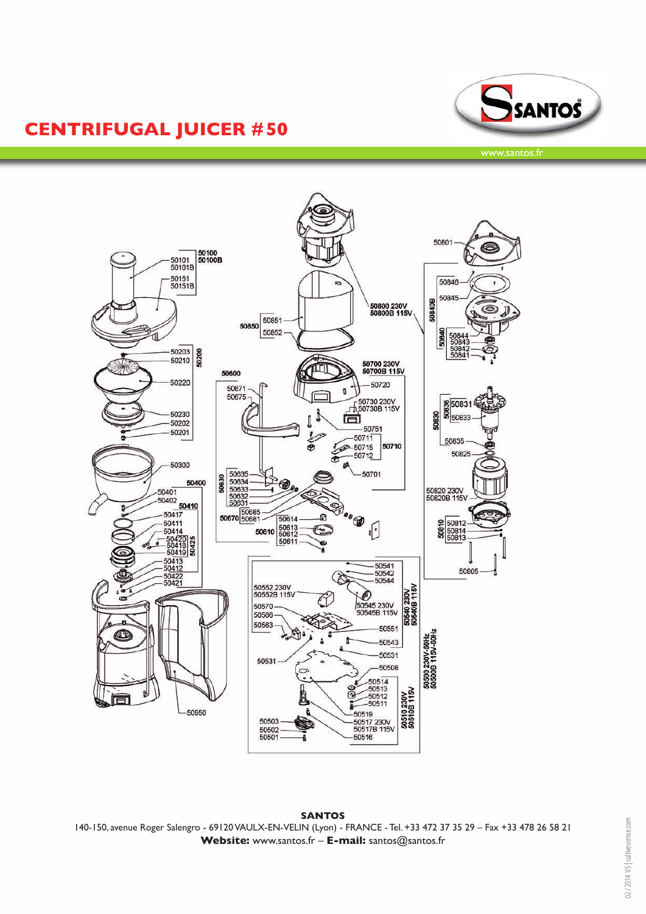# CENTRIFUGAL JUICER #50

www.santos.fr

50100
50100B
50101
50101B
50151
50151B
50200
50203
50210
50220
50230
50202
50201
50300
50400
50401
50402
50410
50417
50411
50414
50425
50420
50418
50419
50413
50412
50422
50421
50950
50850
50851
50852
50800 230V
50800B 115V
50600
50671
50675
50700 230V
50700B 115V
50720
50730 230V
50730B 115V
50751
50711
50715
50712
50710
50701
50630
50635
50634
50633
50632
50631
50670
50685
50681
50610
50614
50613
50612
50611
50552 230V
50552B 115V
50570
50566
50563
50541
50542
50544
50545 230V
50545B 115V
50540 230V
50540B 115V
50551
50543
50531
50508
50514
50513
50512
50511
50519
50517 230V
50517B 115V
50516
50503
50502
50501
50510 230V
50510B 115V
50500 230V-50Hz
50500B 115V-60Hz
50801
50840B
50846
50845
50840
50844
50843
50842
50841
50830
50836
50831
50833
50835
50825
50820 230V
50820B 115V
50810
50812
50814
50813
50805

**SANTOS**

140-150, avenue Roger Salengro - 69120 VAULX-EN-VELIN (Lyon) - FRANCE - Tel. +33 472 37 35 29 – Fax +33 478 26 58 21

**Website:** www.santos.fr – **E-mail:** santos@santos.fr

02/ 2014 V5 | cultivescence.com